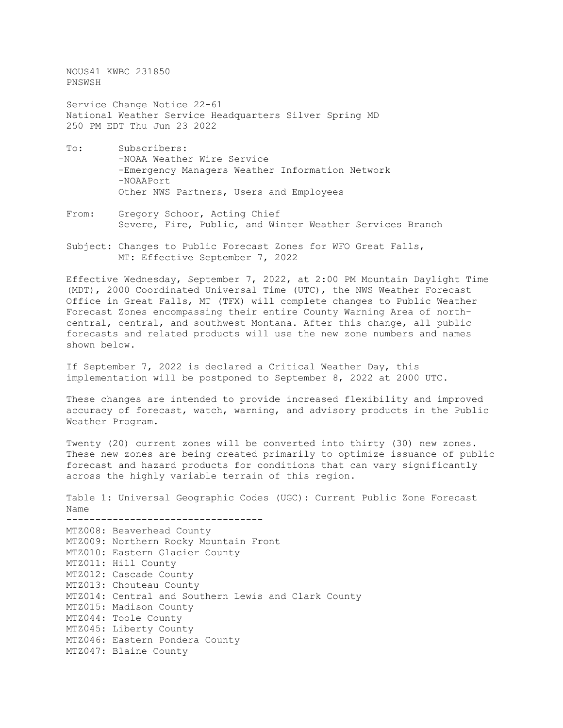NOUS41 KWBC 231850
PNSWSH

Service Change Notice 22-61
National Weather Service Headquarters Silver Spring MD
250 PM EDT Thu Jun 23 2022

To: Subscribers:
-NOAA Weather Wire Service
-Emergency Managers Weather Information Network
-NOAAPort
Other NWS Partners, Users and Employees

From: Gregory Schoor, Acting Chief
Severe, Fire, Public, and Winter Weather Services Branch

Subject: Changes to Public Forecast Zones for WFO Great Falls, MT: Effective September 7, 2022

Effective Wednesday, September 7, 2022, at 2:00 PM Mountain Daylight Time (MDT), 2000 Coordinated Universal Time (UTC), the NWS Weather Forecast Office in Great Falls, MT (TFX) will complete changes to Public Weather Forecast Zones encompassing their entire County Warning Area of north-central, central, and southwest Montana. After this change, all public forecasts and related products will use the new zone numbers and names shown below.

If September 7, 2022 is declared a Critical Weather Day, this implementation will be postponed to September 8, 2022 at 2000 UTC.

These changes are intended to provide increased flexibility and improved accuracy of forecast, watch, warning, and advisory products in the Public Weather Program.

Twenty (20) current zones will be converted into thirty (30) new zones. These new zones are being created primarily to optimize issuance of public forecast and hazard products for conditions that can vary significantly across the highly variable terrain of this region.

Table 1: Universal Geographic Codes (UGC): Current Public Zone Forecast Name

---------------------------------

MTZ008: Beaverhead County
MTZ009: Northern Rocky Mountain Front
MTZ010: Eastern Glacier County
MTZ011: Hill County
MTZ012: Cascade County
MTZ013: Chouteau County
MTZ014: Central and Southern Lewis and Clark County
MTZ015: Madison County
MTZ044: Toole County
MTZ045: Liberty County
MTZ046: Eastern Pondera County
MTZ047: Blaine County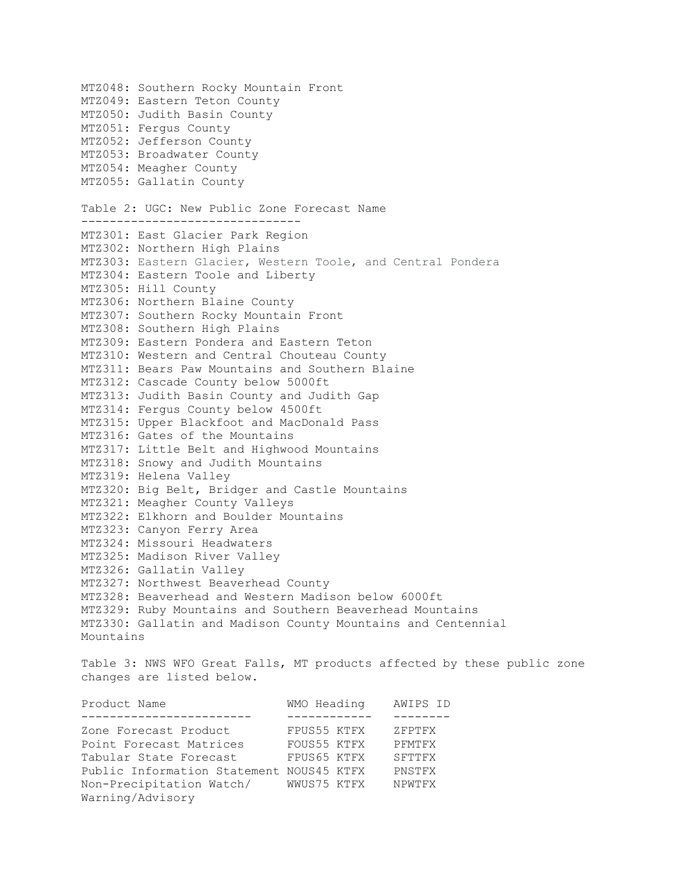MTZ048: Southern Rocky Mountain Front
MTZ049: Eastern Teton County
MTZ050: Judith Basin County
MTZ051: Fergus County
MTZ052: Jefferson County
MTZ053: Broadwater County
MTZ054: Meagher County
MTZ055: Gallatin County

Table 2: UGC: New Public Zone Forecast Name

| UGC | New Public Zone Forecast Name |
| --- | --- |
| MTZ301 | East Glacier Park Region |
| MTZ302 | Northern High Plains |
| MTZ303 | Eastern Glacier, Western Toole, and Central Pondera |
| MTZ304 | Eastern Toole and Liberty |
| MTZ305 | Hill County |
| MTZ306 | Northern Blaine County |
| MTZ307 | Southern Rocky Mountain Front |
| MTZ308 | Southern High Plains |
| MTZ309 | Eastern Pondera and Eastern Teton |
| MTZ310 | Western and Central Chouteau County |
| MTZ311 | Bears Paw Mountains and Southern Blaine |
| MTZ312 | Cascade County below 5000ft |
| MTZ313 | Judith Basin County and Judith Gap |
| MTZ314 | Fergus County below 4500ft |
| MTZ315 | Upper Blackfoot and MacDonald Pass |
| MTZ316 | Gates of the Mountains |
| MTZ317 | Little Belt and Highwood Mountains |
| MTZ318 | Snowy and Judith Mountains |
| MTZ319 | Helena Valley |
| MTZ320 | Big Belt, Bridger and Castle Mountains |
| MTZ321 | Meagher County Valleys |
| MTZ322 | Elkhorn and Boulder Mountains |
| MTZ323 | Canyon Ferry Area |
| MTZ324 | Missouri Headwaters |
| MTZ325 | Madison River Valley |
| MTZ326 | Gallatin Valley |
| MTZ327 | Northwest Beaverhead County |
| MTZ328 | Beaverhead and Western Madison below 6000ft |
| MTZ329 | Ruby Mountains and Southern Beaverhead Mountains |
| MTZ330 | Gallatin and Madison County Mountains and Centennial Mountains |

Table 3: NWS WFO Great Falls, MT products affected by these public zone changes are listed below.

| Product Name | WMO Heading | AWIPS ID |
| --- | --- | --- |
| Zone Forecast Product | FPUS55 KTFX | ZFPTFX |
| Point Forecast Matrices | FOUS55 KTFX | PFMTFX |
| Tabular State Forecast | FPUS65 KTFX | SFTTFX |
| Public Information Statement | NOUS45 KTFX | PNSTFX |
| Non-Precipitation Watch/ Warning/Advisory | WWUS75 KTFX | NPWTFX |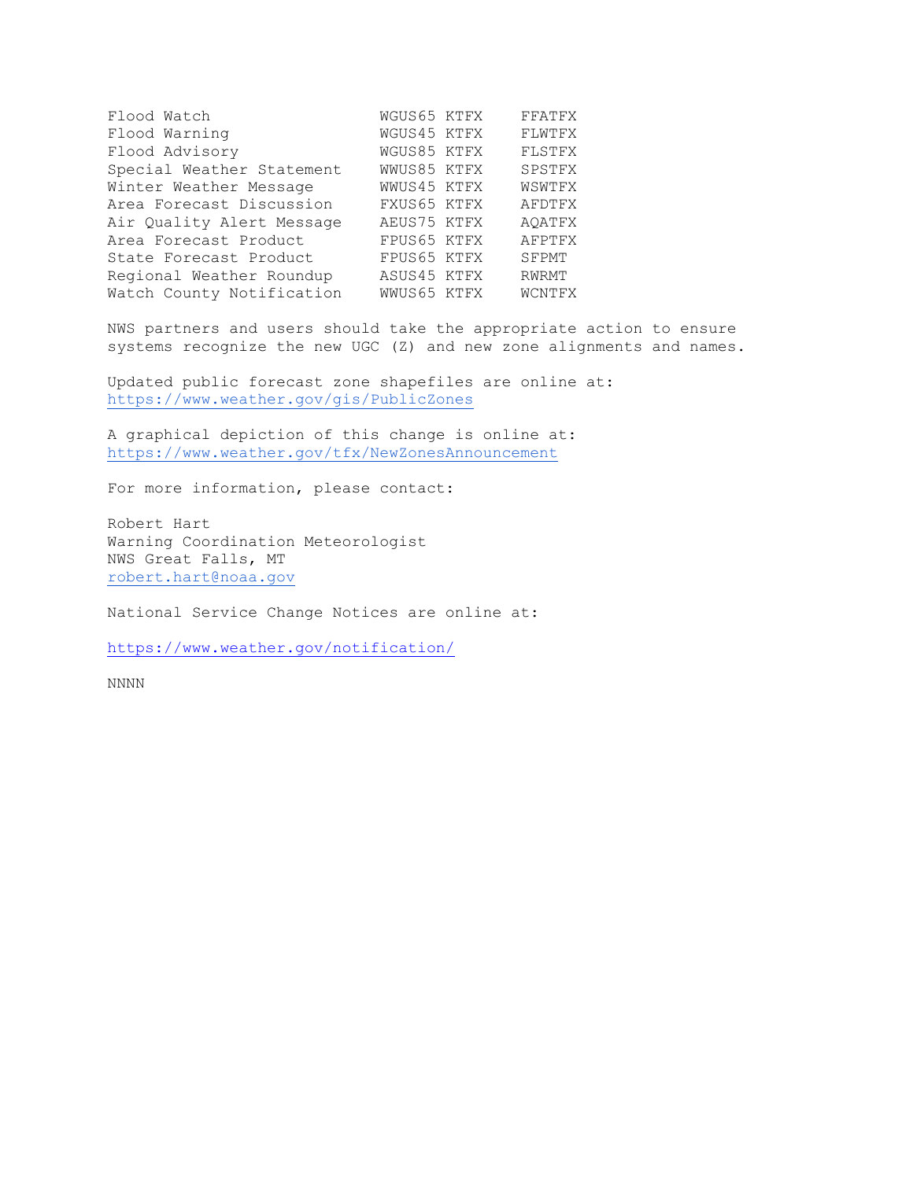| | | |
|---|---|---|
| Flood Watch | WGUS65 KTFX | FFATFX |
| Flood Warning | WGUS45 KTFX | FLWTFX |
| Flood Advisory | WGUS85 KTFX | FLSTFX |
| Special Weather Statement | WWUS85 KTFX | SPSTFX |
| Winter Weather Message | WWUS45 KTFX | WSWTFX |
| Area Forecast Discussion | FXUS65 KTFX | AFDTFX |
| Air Quality Alert Message | AEUS75 KTFX | AQATFX |
| Area Forecast Product | FPUS65 KTFX | AFPTFX |
| State Forecast Product | FPUS65 KTFX | SFPMT |
| Regional Weather Roundup | ASUS45 KTFX | RWRMT |
| Watch County Notification | WWUS65 KTFX | WCNTFX |

NWS partners and users should take the appropriate action to ensure systems recognize the new UGC (Z) and new zone alignments and names.

Updated public forecast zone shapefiles are online at:
https://www.weather.gov/gis/PublicZones

A graphical depiction of this change is online at:
https://www.weather.gov/tfx/NewZonesAnnouncement

For more information, please contact:

Robert Hart
Warning Coordination Meteorologist
NWS Great Falls, MT
robert.hart@noaa.gov

National Service Change Notices are online at:

https://www.weather.gov/notification/

NNNN